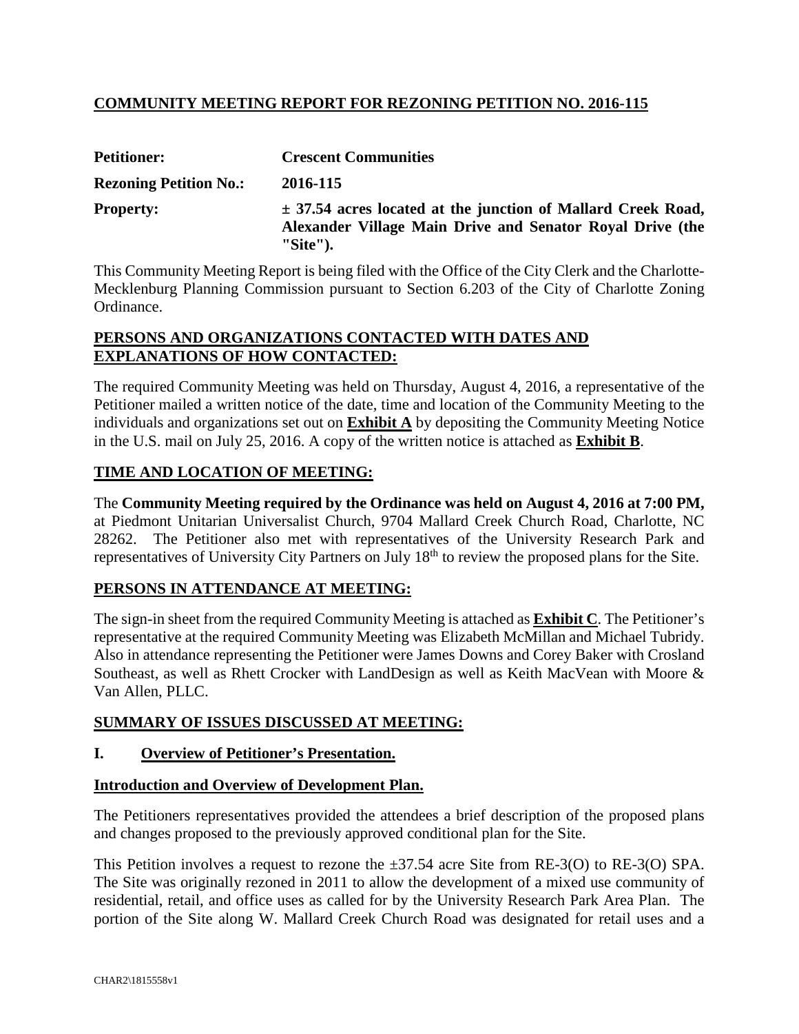# COMMUNITY MEETING REPORT FOR REZONING PETITION NO. 2016-115

**Petitioner:** **Crescent Communities**

**Rezoning Petition No.:** **2016-115**

**Property:** **± 37.54 acres located at the junction of Mallard Creek Road, Alexander Village Main Drive and Senator Royal Drive (the "Site").**

This Community Meeting Report is being filed with the Office of the City Clerk and the Charlotte-Mecklenburg Planning Commission pursuant to Section 6.203 of the City of Charlotte Zoning Ordinance.

## PERSONS AND ORGANIZATIONS CONTACTED WITH DATES AND EXPLANATIONS OF HOW CONTACTED:

The required Community Meeting was held on Thursday, August 4, 2016, a representative of the Petitioner mailed a written notice of the date, time and location of the Community Meeting to the individuals and organizations set out on **Exhibit A** by depositing the Community Meeting Notice in the U.S. mail on July 25, 2016. A copy of the written notice is attached as **Exhibit B**.

## TIME AND LOCATION OF MEETING:

The **Community Meeting required by the Ordinance was held on August 4, 2016 at 7:00 PM,** at Piedmont Unitarian Universalist Church, 9704 Mallard Creek Church Road, Charlotte, NC 28262. The Petitioner also met with representatives of the University Research Park and representatives of University City Partners on July 18th to review the proposed plans for the Site.

## PERSONS IN ATTENDANCE AT MEETING:

The sign-in sheet from the required Community Meeting is attached as **Exhibit C**. The Petitioner's representative at the required Community Meeting was Elizabeth McMillan and Michael Tubridy. Also in attendance representing the Petitioner were James Downs and Corey Baker with Crosland Southeast, as well as Rhett Crocker with LandDesign as well as Keith MacVean with Moore & Van Allen, PLLC.

## SUMMARY OF ISSUES DISCUSSED AT MEETING:

### I. Overview of Petitioner's Presentation.

**Introduction and Overview of Development Plan.**

The Petitioners representatives provided the attendees a brief description of the proposed plans and changes proposed to the previously approved conditional plan for the Site.

This Petition involves a request to rezone the ±37.54 acre Site from RE-3(O) to RE-3(O) SPA. The Site was originally rezoned in 2011 to allow the development of a mixed use community of residential, retail, and office uses as called for by the University Research Park Area Plan. The portion of the Site along W. Mallard Creek Church Road was designated for retail uses and a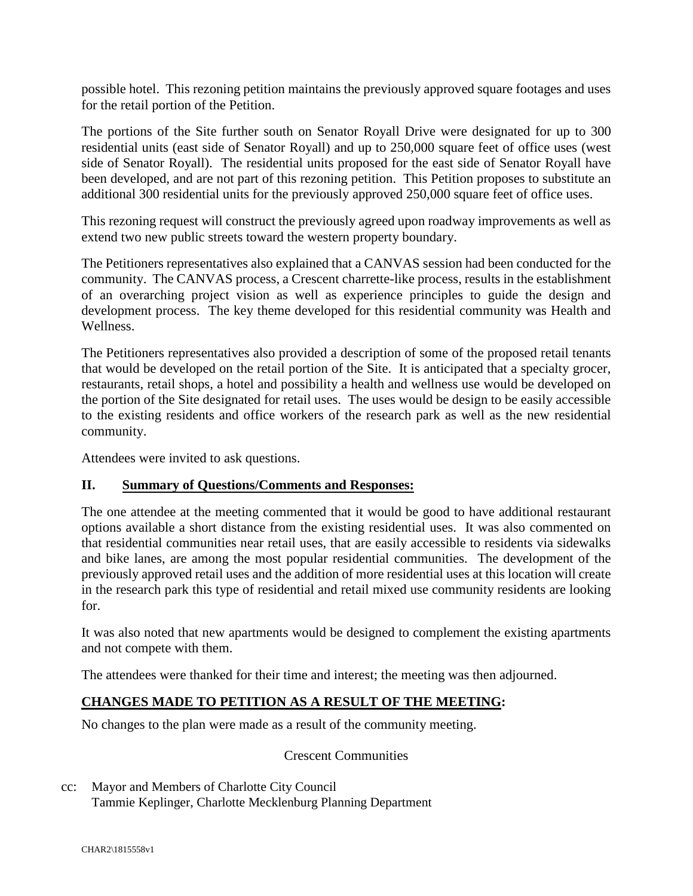possible hotel. This rezoning petition maintains the previously approved square footages and uses for the retail portion of the Petition.

The portions of the Site further south on Senator Royall Drive were designated for up to 300 residential units (east side of Senator Royall) and up to 250,000 square feet of office uses (west side of Senator Royall). The residential units proposed for the east side of Senator Royall have been developed, and are not part of this rezoning petition. This Petition proposes to substitute an additional 300 residential units for the previously approved 250,000 square feet of office uses.

This rezoning request will construct the previously agreed upon roadway improvements as well as extend two new public streets toward the western property boundary.

The Petitioners representatives also explained that a CANVAS session had been conducted for the community. The CANVAS process, a Crescent charrette-like process, results in the establishment of an overarching project vision as well as experience principles to guide the design and development process. The key theme developed for this residential community was Health and Wellness.

The Petitioners representatives also provided a description of some of the proposed retail tenants that would be developed on the retail portion of the Site. It is anticipated that a specialty grocer, restaurants, retail shops, a hotel and possibility a health and wellness use would be developed on the portion of the Site designated for retail uses. The uses would be design to be easily accessible to the existing residents and office workers of the research park as well as the new residential community.

Attendees were invited to ask questions.

## II. <u>Summary of Questions/Comments and Responses:</u>

The one attendee at the meeting commented that it would be good to have additional restaurant options available a short distance from the existing residential uses. It was also commented on that residential communities near retail uses, that are easily accessible to residents via sidewalks and bike lanes, are among the most popular residential communities. The development of the previously approved retail uses and the addition of more residential uses at this location will create in the research park this type of residential and retail mixed use community residents are looking for.

It was also noted that new apartments would be designed to complement the existing apartments and not compete with them.

The attendees were thanked for their time and interest; the meeting was then adjourned.

## <u>CHANGES MADE TO PETITION AS A RESULT OF THE MEETING</u>:

No changes to the plan were made as a result of the community meeting.

Crescent Communities

cc: Mayor and Members of Charlotte City Council
Tammie Keplinger, Charlotte Mecklenburg Planning Department

CHAR2\1815558v1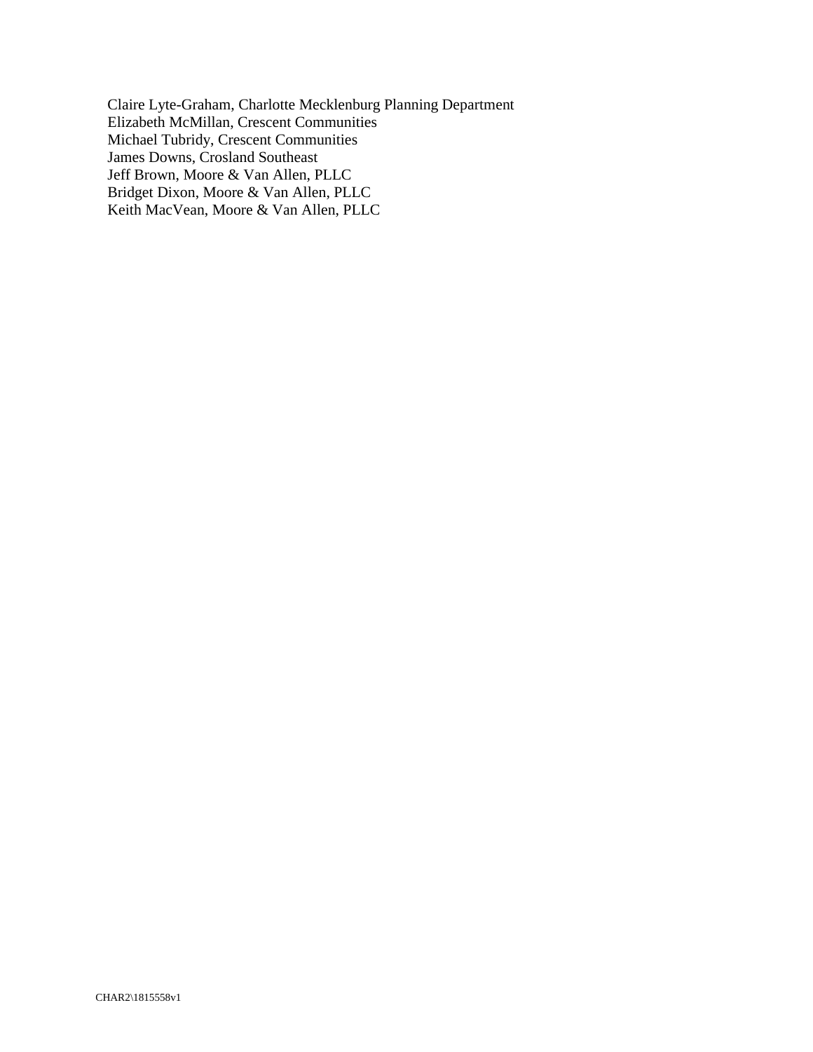Claire Lyte-Graham, Charlotte Mecklenburg Planning Department
Elizabeth McMillan, Crescent Communities
Michael Tubridy, Crescent Communities
James Downs, Crosland Southeast
Jeff Brown, Moore & Van Allen, PLLC
Bridget Dixon, Moore & Van Allen, PLLC
Keith MacVean, Moore & Van Allen, PLLC

CHAR2\1815558v1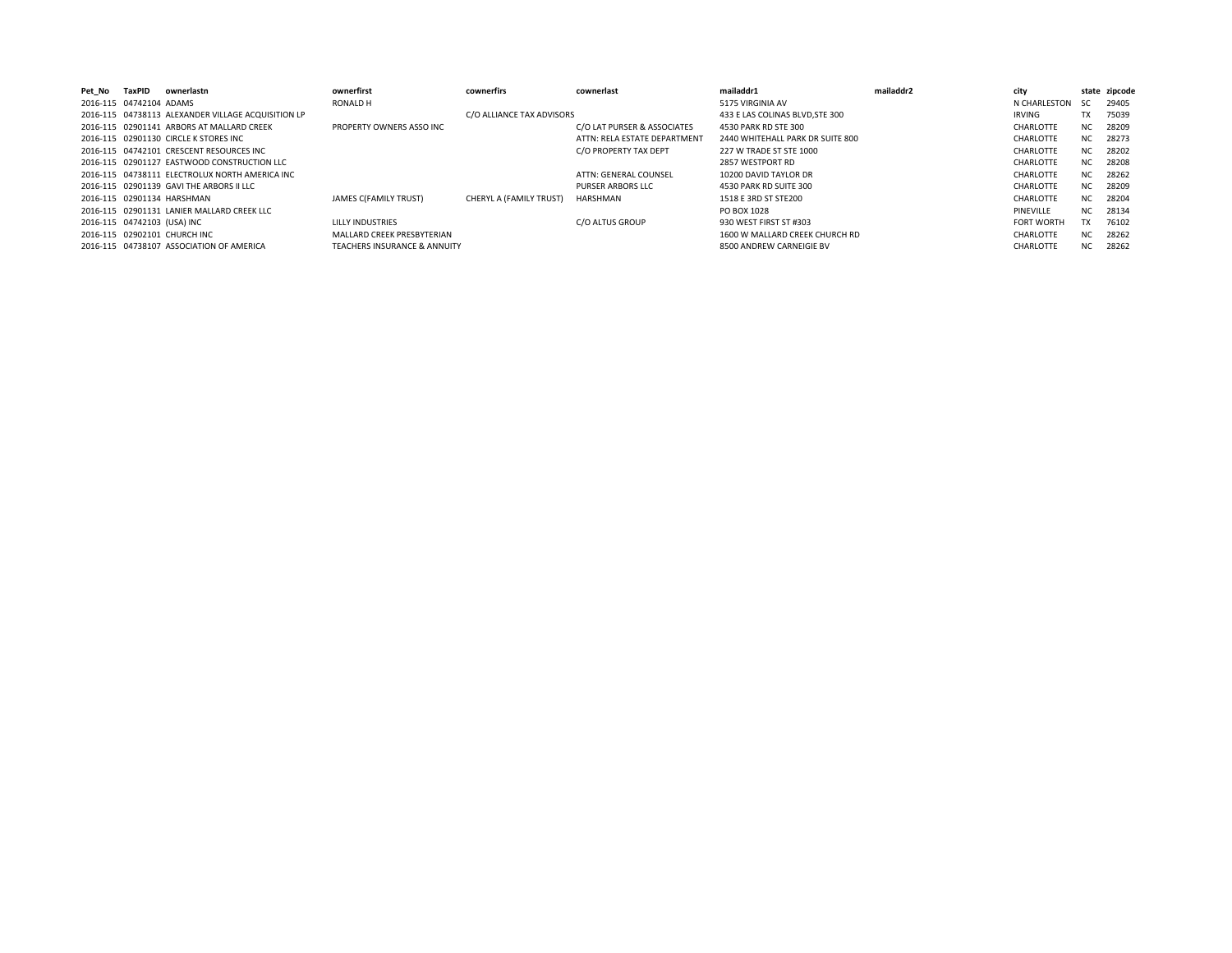| Pet_No | TaxPID | ownerlastn | ownerfirst | cownerfirs | cownerlast | mailaddr1 | mailaddr2 | city | state | zipcode |
|---|---|---|---|---|---|---|---|---|---|---|
| 2016-115 | 04742104 | ADAMS | RONALD H | | | 5175 VIRGINIA AV | | N CHARLESTON | SC | 29405 |
| 2016-115 | 04738113 | ALEXANDER VILLAGE ACQUISITION LP | | C/O ALLIANCE TAX ADVISORS | | 433 E LAS COLINAS BLVD,STE 300 | | IRVING | TX | 75039 |
| 2016-115 | 02901141 | ARBORS AT MALLARD CREEK | PROPERTY OWNERS ASSO INC | | C/O LAT PURSER & ASSOCIATES | 4530 PARK RD STE 300 | | CHARLOTTE | NC | 28209 |
| 2016-115 | 02901130 | CIRCLE K STORES INC | | | ATTN: RELA ESTATE DEPARTMENT | 2440 WHITEHALL PARK DR SUITE 800 | | CHARLOTTE | NC | 28273 |
| 2016-115 | 04742101 | CRESCENT RESOURCES INC | | | C/O PROPERTY TAX DEPT | 227 W TRADE ST STE 1000 | | CHARLOTTE | NC | 28202 |
| 2016-115 | 02901127 | EASTWOOD CONSTRUCTION LLC | | | | 2857 WESTPORT RD | | CHARLOTTE | NC | 28208 |
| 2016-115 | 04738111 | ELECTROLUX NORTH AMERICA INC | | | ATTN: GENERAL COUNSEL | 10200 DAVID TAYLOR DR | | CHARLOTTE | NC | 28262 |
| 2016-115 | 02901139 | GAVI THE ARBORS II LLC | | | PURSER ARBORS LLC | 4530 PARK RD SUITE 300 | | CHARLOTTE | NC | 28209 |
| 2016-115 | 02901134 | HARSHMAN | JAMES C(FAMILY TRUST) | CHERYL A (FAMILY TRUST) | HARSHMAN | 1518 E 3RD ST STE200 | | CHARLOTTE | NC | 28204 |
| 2016-115 | 02901131 | LANIER MALLARD CREEK LLC | | | | PO BOX 1028 | | PINEVILLE | NC | 28134 |
| 2016-115 | 04742103 | (USA) INC | LILLY INDUSTRIES | | C/O ALTUS GROUP | 930 WEST FIRST ST #303 | | FORT WORTH | TX | 76102 |
| 2016-115 | 02902101 | CHURCH INC | MALLARD CREEK PRESBYTERIAN | | | 1600 W MALLARD CREEK CHURCH RD | | CHARLOTTE | NC | 28262 |
| 2016-115 | 04738107 | ASSOCIATION OF AMERICA | TEACHERS INSURANCE & ANNUITY | | | 8500 ANDREW CARNEIGIE BV | | CHARLOTTE | NC | 28262 |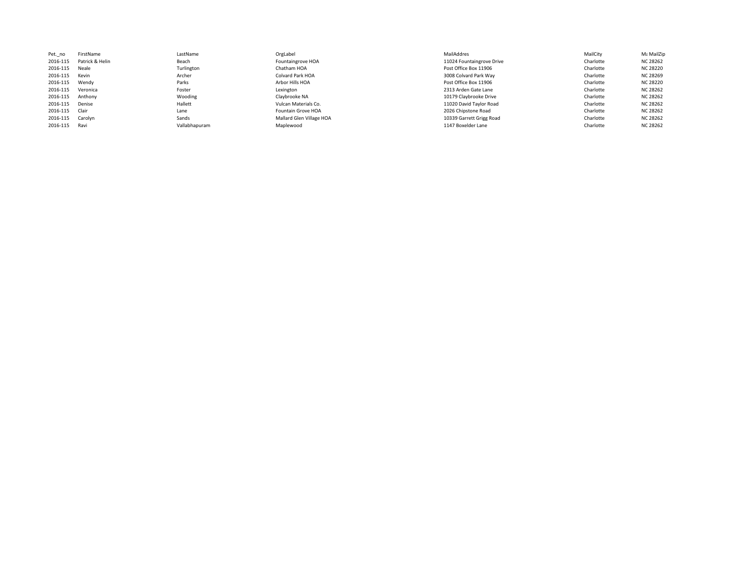| Pet._no | FirstName | LastName | OrgLabel | MailAddres | MailCity | M: MailZip |
|---|---|---|---|---|---|---|
| 2016-115 | Patrick & Helin | Beach | Fountaingrove HOA | 11024 Fountaingrove Drive | Charlotte | NC 28262 |
| 2016-115 | Neale | Turlington | Chatham HOA | Post Office Box 11906 | Charlotte | NC 28220 |
| 2016-115 | Kevin | Archer | Colvard Park HOA | 3008 Colvard Park Way | Charlotte | NC 28269 |
| 2016-115 | Wendy | Parks | Arbor Hills HOA | Post Office Box 11906 | Charlotte | NC 28220 |
| 2016-115 | Veronica | Foster | Lexington | 2313 Arden Gate Lane | Charlotte | NC 28262 |
| 2016-115 | Anthony | Wooding | Claybrooke NA | 10179 Claybrooke Drive | Charlotte | NC 28262 |
| 2016-115 | Denise | Hallett | Vulcan Materials Co. | 11020 David Taylor Road | Charlotte | NC 28262 |
| 2016-115 | Clair | Lane | Fountain Grove HOA | 2026 Chipstone Road | Charlotte | NC 28262 |
| 2016-115 | Carolyn | Sands | Mallard Glen Village HOA | 10339 Garrett Grigg Road | Charlotte | NC 28262 |
| 2016-115 | Ravi | Vallabhapuram | Maplewood | 1147 Boxelder Lane | Charlotte | NC 28262 |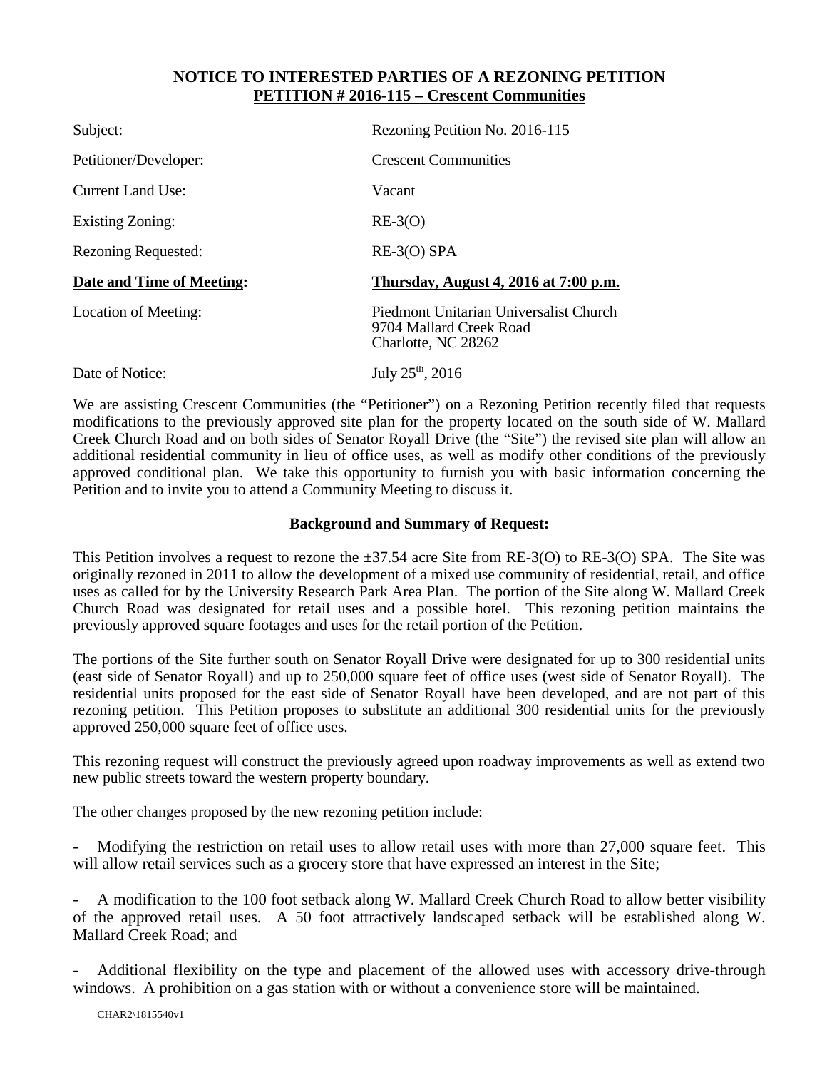**NOTICE TO INTERESTED PARTIES OF A REZONING PETITION**
**PETITION # 2016-115 – Crescent Communities**

| | |
|---|---|
| Subject: | Rezoning Petition No. 2016-115 |
| Petitioner/Developer: | Crescent Communities |
| Current Land Use: | Vacant |
| Existing Zoning: | RE-3(O) |
| Rezoning Requested: | RE-3(O) SPA |
| **Date and Time of Meeting:** | **Thursday, August 4, 2016 at 7:00 p.m.** |
| Location of Meeting: | Piedmont Unitarian Universalist Church<br>9704 Mallard Creek Road<br>Charlotte, NC 28262 |
| Date of Notice: | July 25th, 2016 |

We are assisting Crescent Communities (the "Petitioner") on a Rezoning Petition recently filed that requests modifications to the previously approved site plan for the property located on the south side of W. Mallard Creek Church Road and on both sides of Senator Royall Drive (the "Site") the revised site plan will allow an additional residential community in lieu of office uses, as well as modify other conditions of the previously approved conditional plan. We take this opportunity to furnish you with basic information concerning the Petition and to invite you to attend a Community Meeting to discuss it.

**Background and Summary of Request:**

This Petition involves a request to rezone the ±37.54 acre Site from RE-3(O) to RE-3(O) SPA. The Site was originally rezoned in 2011 to allow the development of a mixed use community of residential, retail, and office uses as called for by the University Research Park Area Plan. The portion of the Site along W. Mallard Creek Church Road was designated for retail uses and a possible hotel. This rezoning petition maintains the previously approved square footages and uses for the retail portion of the Petition.

The portions of the Site further south on Senator Royall Drive were designated for up to 300 residential units (east side of Senator Royall) and up to 250,000 square feet of office uses (west side of Senator Royall). The residential units proposed for the east side of Senator Royall have been developed, and are not part of this rezoning petition. This Petition proposes to substitute an additional 300 residential units for the previously approved 250,000 square feet of office uses.

This rezoning request will construct the previously agreed upon roadway improvements as well as extend two new public streets toward the western property boundary.

The other changes proposed by the new rezoning petition include:

- Modifying the restriction on retail uses to allow retail uses with more than 27,000 square feet. This will allow retail services such as a grocery store that have expressed an interest in the Site;

- A modification to the 100 foot setback along W. Mallard Creek Church Road to allow better visibility of the approved retail uses. A 50 foot attractively landscaped setback will be established along W. Mallard Creek Road; and

- Additional flexibility on the type and placement of the allowed uses with accessory drive-through windows. A prohibition on a gas station with or without a convenience store will be maintained.

CHAR2\1815540v1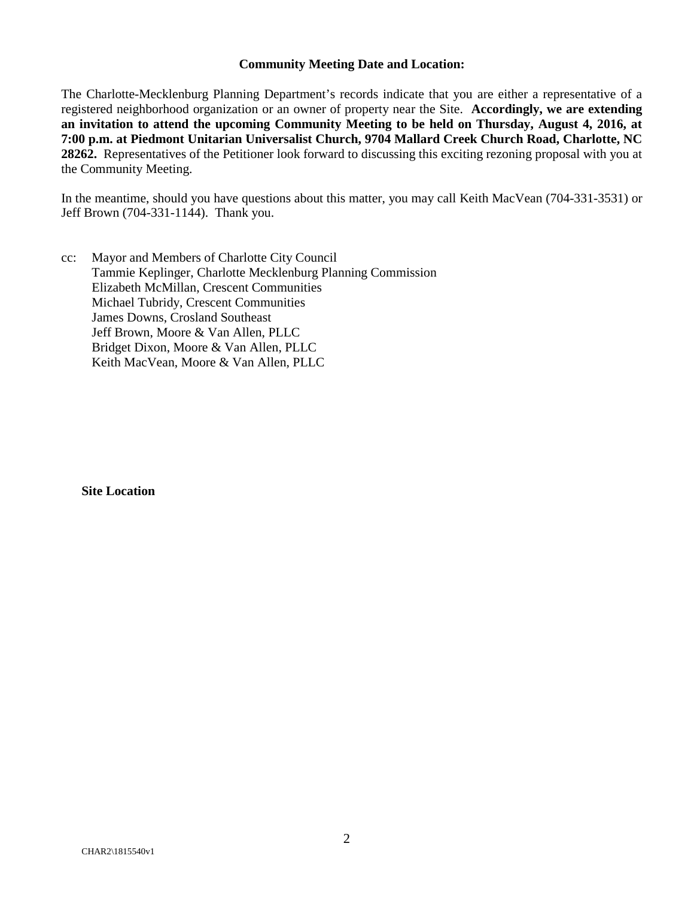**Community Meeting Date and Location:**

The Charlotte-Mecklenburg Planning Department's records indicate that you are either a representative of a registered neighborhood organization or an owner of property near the Site. **Accordingly, we are extending an invitation to attend the upcoming Community Meeting to be held on Thursday, August 4, 2016, at 7:00 p.m. at Piedmont Unitarian Universalist Church, 9704 Mallard Creek Church Road, Charlotte, NC 28262.** Representatives of the Petitioner look forward to discussing this exciting rezoning proposal with you at the Community Meeting.

In the meantime, should you have questions about this matter, you may call Keith MacVean (704-331-3531) or Jeff Brown (704-331-1144). Thank you.

cc: Mayor and Members of Charlotte City Council
Tammie Keplinger, Charlotte Mecklenburg Planning Commission
Elizabeth McMillan, Crescent Communities
Michael Tubridy, Crescent Communities
James Downs, Crosland Southeast
Jeff Brown, Moore & Van Allen, PLLC
Bridget Dixon, Moore & Van Allen, PLLC
Keith MacVean, Moore & Van Allen, PLLC

**Site Location**

CHAR2\1815540v1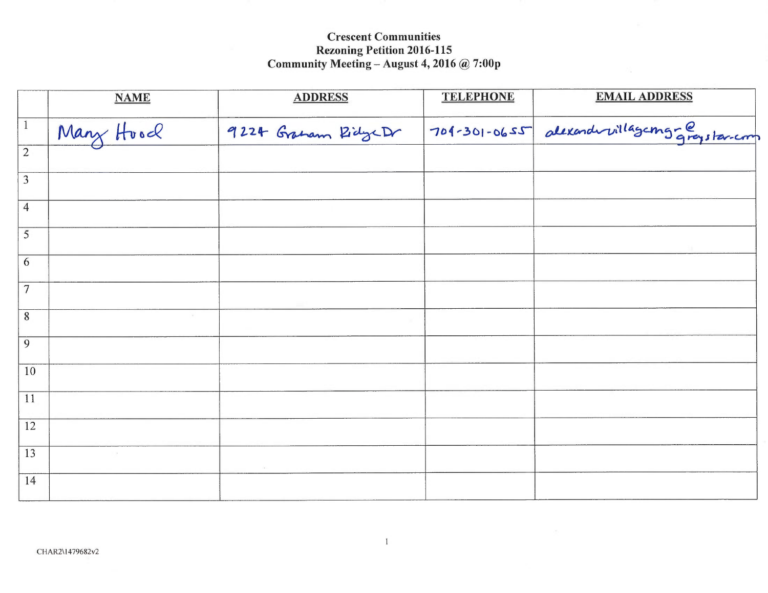**Crescent Communities**
**Rezoning Petition 2016-115**
**Community Meeting – August 4, 2016 @ 7:00p**

| | NAME | ADDRESS | TELEPHONE | EMAIL ADDRESS |
|---|---|---|---|---|
| 1 | Mary Hood | 9224 Graham Ridge Dr | 704-301-0655 | alexandervillagemgr@greystar.com |
| 2 | | | | |
| 3 | | | | |
| 4 | | | | |
| 5 | | | | |
| 6 | | | | |
| 7 | | | | |
| 8 | | | | |
| 9 | | | | |
| 10 | | | | |
| 11 | | | | |
| 12 | | | | |
| 13 | | | | |
| 14 | | | | |

CHAR2\1479682v2